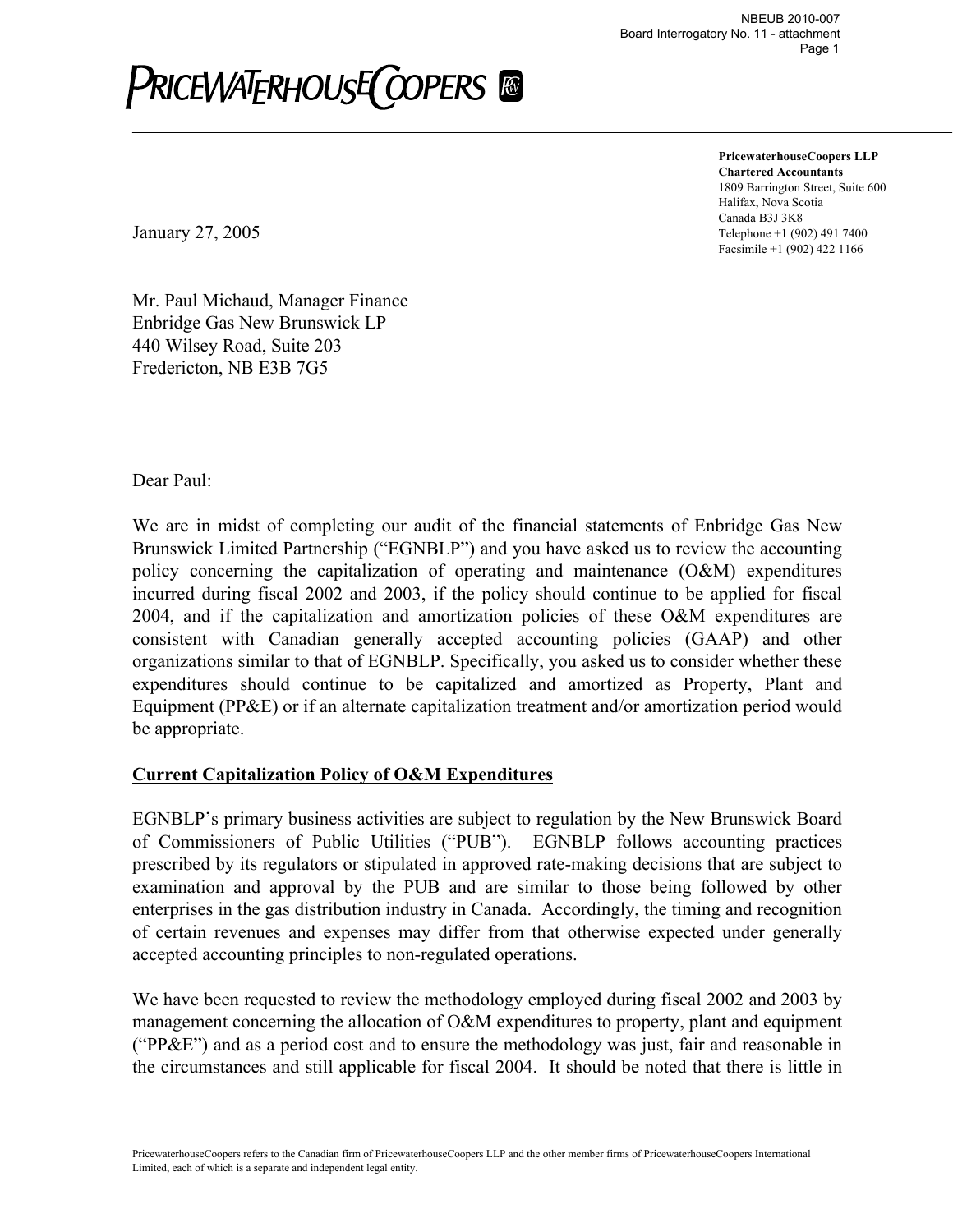**PricewaterhouseCoopers LLP**
**Chartered Accountants**
1809 Barrington Street, Suite 600
Halifax, Nova Scotia
Canada B3J 3K8
Telephone +1 (902) 491 7400
Facsimile +1 (902) 422 1166

January 27, 2005

Mr. Paul Michaud, Manager Finance
Enbridge Gas New Brunswick LP
440 Wilsey Road, Suite 203
Fredericton, NB E3B 7G5

Dear Paul:

We are in midst of completing our audit of the financial statements of Enbridge Gas New Brunswick Limited Partnership ("EGNBLP") and you have asked us to review the accounting policy concerning the capitalization of operating and maintenance (O&M) expenditures incurred during fiscal 2002 and 2003, if the policy should continue to be applied for fiscal 2004, and if the capitalization and amortization policies of these O&M expenditures are consistent with Canadian generally accepted accounting policies (GAAP) and other organizations similar to that of EGNBLP. Specifically, you asked us to consider whether these expenditures should continue to be capitalized and amortized as Property, Plant and Equipment (PP&E) or if an alternate capitalization treatment and/or amortization period would be appropriate.

## Current Capitalization Policy of O&M Expenditures

EGNBLP's primary business activities are subject to regulation by the New Brunswick Board of Commissioners of Public Utilities ("PUB"). EGNBLP follows accounting practices prescribed by its regulators or stipulated in approved rate-making decisions that are subject to examination and approval by the PUB and are similar to those being followed by other enterprises in the gas distribution industry in Canada. Accordingly, the timing and recognition of certain revenues and expenses may differ from that otherwise expected under generally accepted accounting principles to non-regulated operations.

We have been requested to review the methodology employed during fiscal 2002 and 2003 by management concerning the allocation of O&M expenditures to property, plant and equipment ("PP&E") and as a period cost and to ensure the methodology was just, fair and reasonable in the circumstances and still applicable for fiscal 2004. It should be noted that there is little in

PricewaterhouseCoopers refers to the Canadian firm of PricewaterhouseCoopers LLP and the other member firms of PricewaterhouseCoopers International Limited, each of which is a separate and independent legal entity.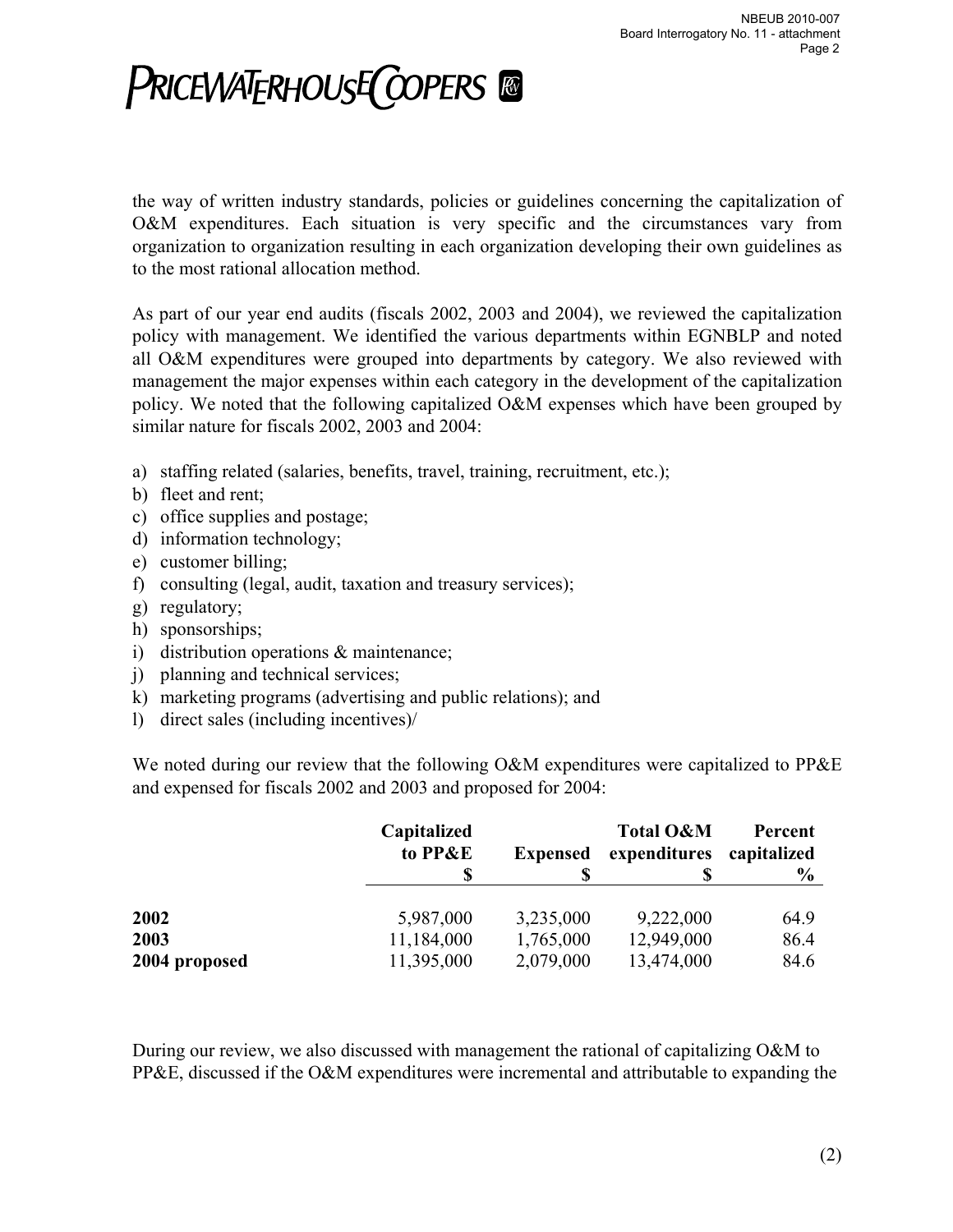the way of written industry standards, policies or guidelines concerning the capitalization of O&M expenditures. Each situation is very specific and the circumstances vary from organization to organization resulting in each organization developing their own guidelines as to the most rational allocation method.

As part of our year end audits (fiscals 2002, 2003 and 2004), we reviewed the capitalization policy with management. We identified the various departments within EGNBLP and noted all O&M expenditures were grouped into departments by category. We also reviewed with management the major expenses within each category in the development of the capitalization policy. We noted that the following capitalized O&M expenses which have been grouped by similar nature for fiscals 2002, 2003 and 2004:

a) staffing related (salaries, benefits, travel, training, recruitment, etc.);
b) fleet and rent;
c) office supplies and postage;
d) information technology;
e) customer billing;
f) consulting (legal, audit, taxation and treasury services);
g) regulatory;
h) sponsorships;
i) distribution operations & maintenance;
j) planning and technical services;
k) marketing programs (advertising and public relations); and
l) direct sales (including incentives)/

We noted during our review that the following O&M expenditures were capitalized to PP&E and expensed for fiscals 2002 and 2003 and proposed for 2004:

| | **Capitalized to PP&E $** | **Expensed $** | **Total O&M expenditures $** | **Percent capitalized %** |
|---|---|---|---|---|
| **2002** | 5,987,000 | 3,235,000 | 9,222,000 | 64.9 |
| **2003** | 11,184,000 | 1,765,000 | 12,949,000 | 86.4 |
| **2004 proposed** | 11,395,000 | 2,079,000 | 13,474,000 | 84.6 |

During our review, we also discussed with management the rational of capitalizing O&M to PP&E, discussed if the O&M expenditures were incremental and attributable to expanding the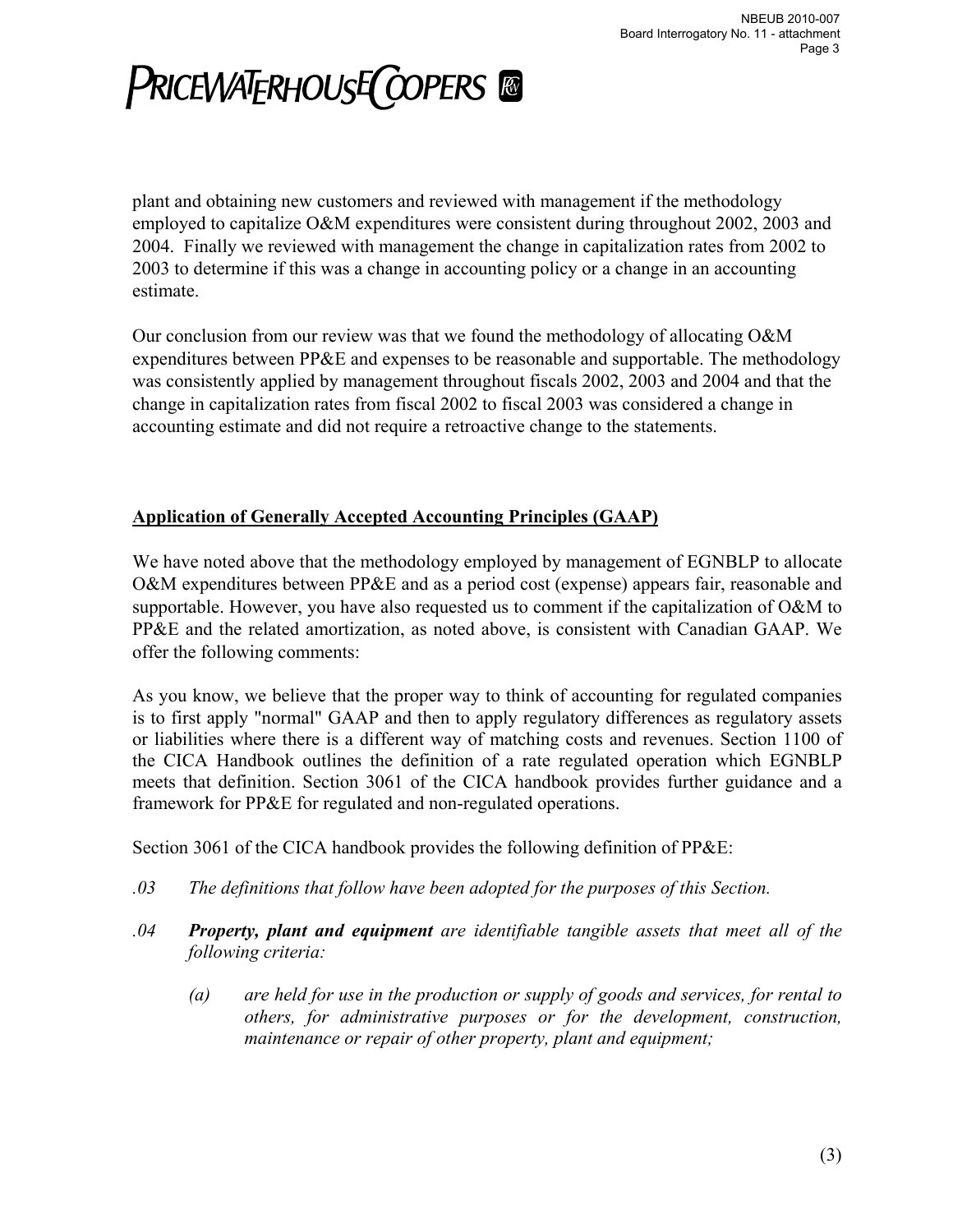plant and obtaining new customers and reviewed with management if the methodology employed to capitalize O&M expenditures were consistent during throughout 2002, 2003 and 2004. Finally we reviewed with management the change in capitalization rates from 2002 to 2003 to determine if this was a change in accounting policy or a change in an accounting estimate.

Our conclusion from our review was that we found the methodology of allocating O&M expenditures between PP&E and expenses to be reasonable and supportable. The methodology was consistently applied by management throughout fiscals 2002, 2003 and 2004 and that the change in capitalization rates from fiscal 2002 to fiscal 2003 was considered a change in accounting estimate and did not require a retroactive change to the statements.

## Application of Generally Accepted Accounting Principles (GAAP)

We have noted above that the methodology employed by management of EGNBLP to allocate O&M expenditures between PP&E and as a period cost (expense) appears fair, reasonable and supportable. However, you have also requested us to comment if the capitalization of O&M to PP&E and the related amortization, as noted above, is consistent with Canadian GAAP. We offer the following comments:

As you know, we believe that the proper way to think of accounting for regulated companies is to first apply "normal" GAAP and then to apply regulatory differences as regulatory assets or liabilities where there is a different way of matching costs and revenues. Section 1100 of the CICA Handbook outlines the definition of a rate regulated operation which EGNBLP meets that definition. Section 3061 of the CICA handbook provides further guidance and a framework for PP&E for regulated and non-regulated operations.

Section 3061 of the CICA handbook provides the following definition of PP&E:

*.03 The definitions that follow have been adopted for the purposes of this Section.*

*.04 **Property, plant and equipment** are identifiable tangible assets that meet all of the following criteria:*

- *(a) are held for use in the production or supply of goods and services, for rental to others, for administrative purposes or for the development, construction, maintenance or repair of other property, plant and equipment;*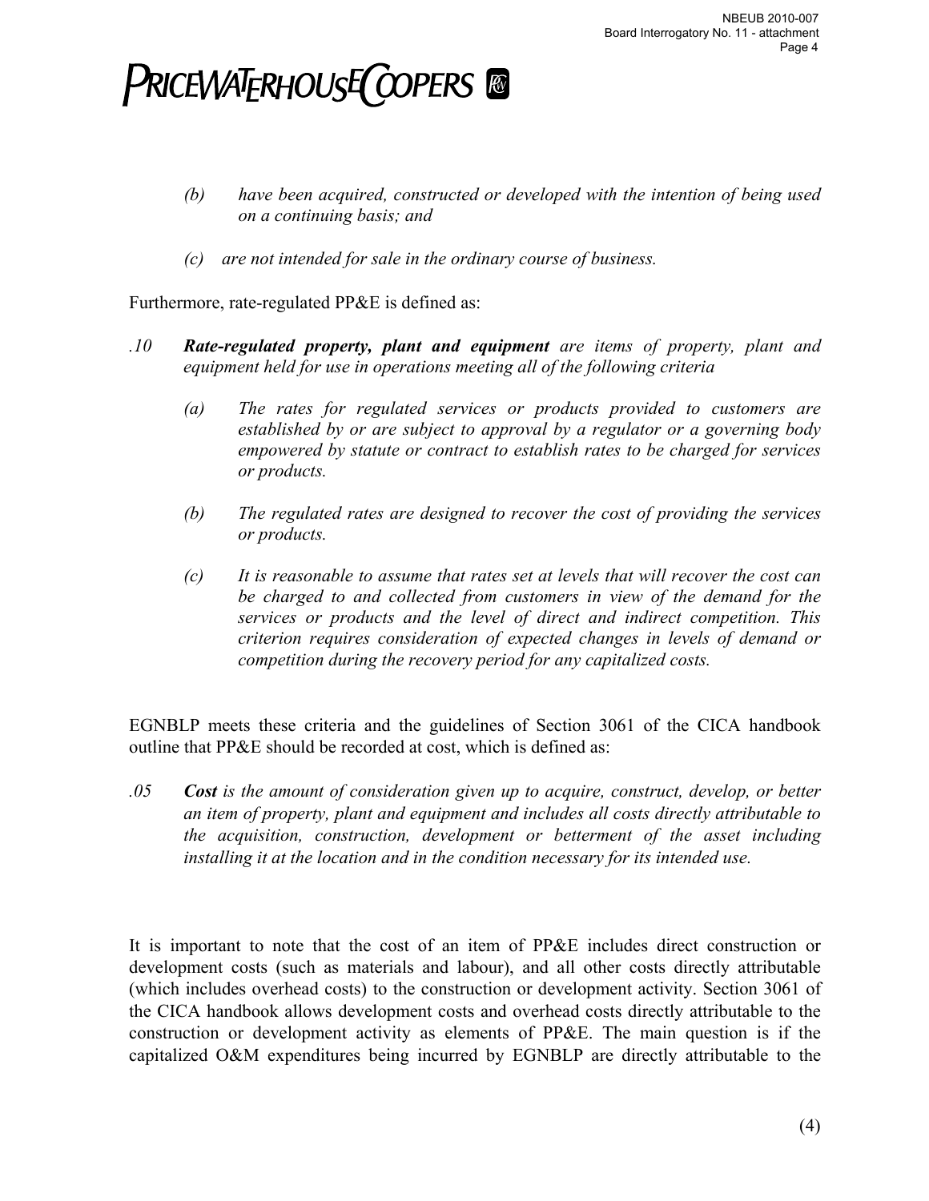*(b) have been acquired, constructed or developed with the intention of being used on a continuing basis; and*

*(c) are not intended for sale in the ordinary course of business.*

Furthermore, rate-regulated PP&E is defined as:

.10 ***Rate-regulated property, plant and equipment*** *are items of property, plant and equipment held for use in operations meeting all of the following criteria*

*(a) The rates for regulated services or products provided to customers are established by or are subject to approval by a regulator or a governing body empowered by statute or contract to establish rates to be charged for services or products.*

*(b) The regulated rates are designed to recover the cost of providing the services or products.*

*(c) It is reasonable to assume that rates set at levels that will recover the cost can be charged to and collected from customers in view of the demand for the services or products and the level of direct and indirect competition. This criterion requires consideration of expected changes in levels of demand or competition during the recovery period for any capitalized costs.*

EGNBLP meets these criteria and the guidelines of Section 3061 of the CICA handbook outline that PP&E should be recorded at cost, which is defined as:

.05 ***Cost*** *is the amount of consideration given up to acquire, construct, develop, or better an item of property, plant and equipment and includes all costs directly attributable to the acquisition, construction, development or betterment of the asset including installing it at the location and in the condition necessary for its intended use.*

It is important to note that the cost of an item of PP&E includes direct construction or development costs (such as materials and labour), and all other costs directly attributable (which includes overhead costs) to the construction or development activity. Section 3061 of the CICA handbook allows development costs and overhead costs directly attributable to the construction or development activity as elements of PP&E. The main question is if the capitalized O&M expenditures being incurred by EGNBLP are directly attributable to the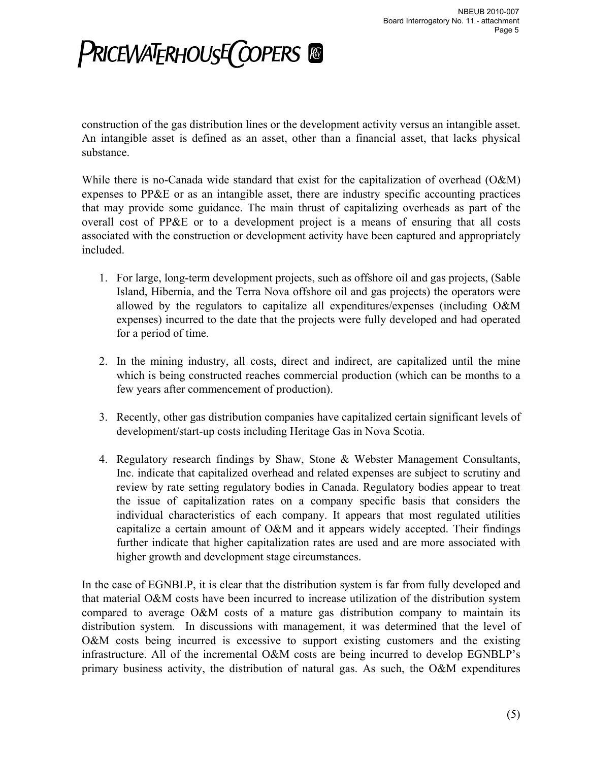construction of the gas distribution lines or the development activity versus an intangible asset. An intangible asset is defined as an asset, other than a financial asset, that lacks physical substance.

While there is no-Canada wide standard that exist for the capitalization of overhead (O&M) expenses to PP&E or as an intangible asset, there are industry specific accounting practices that may provide some guidance. The main thrust of capitalizing overheads as part of the overall cost of PP&E or to a development project is a means of ensuring that all costs associated with the construction or development activity have been captured and appropriately included.

1. For large, long-term development projects, such as offshore oil and gas projects, (Sable Island, Hibernia, and the Terra Nova offshore oil and gas projects) the operators were allowed by the regulators to capitalize all expenditures/expenses (including O&M expenses) incurred to the date that the projects were fully developed and had operated for a period of time.

2. In the mining industry, all costs, direct and indirect, are capitalized until the mine which is being constructed reaches commercial production (which can be months to a few years after commencement of production).

3. Recently, other gas distribution companies have capitalized certain significant levels of development/start-up costs including Heritage Gas in Nova Scotia.

4. Regulatory research findings by Shaw, Stone & Webster Management Consultants, Inc. indicate that capitalized overhead and related expenses are subject to scrutiny and review by rate setting regulatory bodies in Canada. Regulatory bodies appear to treat the issue of capitalization rates on a company specific basis that considers the individual characteristics of each company. It appears that most regulated utilities capitalize a certain amount of O&M and it appears widely accepted. Their findings further indicate that higher capitalization rates are used and are more associated with higher growth and development stage circumstances.

In the case of EGNBLP, it is clear that the distribution system is far from fully developed and that material O&M costs have been incurred to increase utilization of the distribution system compared to average O&M costs of a mature gas distribution company to maintain its distribution system. In discussions with management, it was determined that the level of O&M costs being incurred is excessive to support existing customers and the existing infrastructure. All of the incremental O&M costs are being incurred to develop EGNBLP's primary business activity, the distribution of natural gas. As such, the O&M expenditures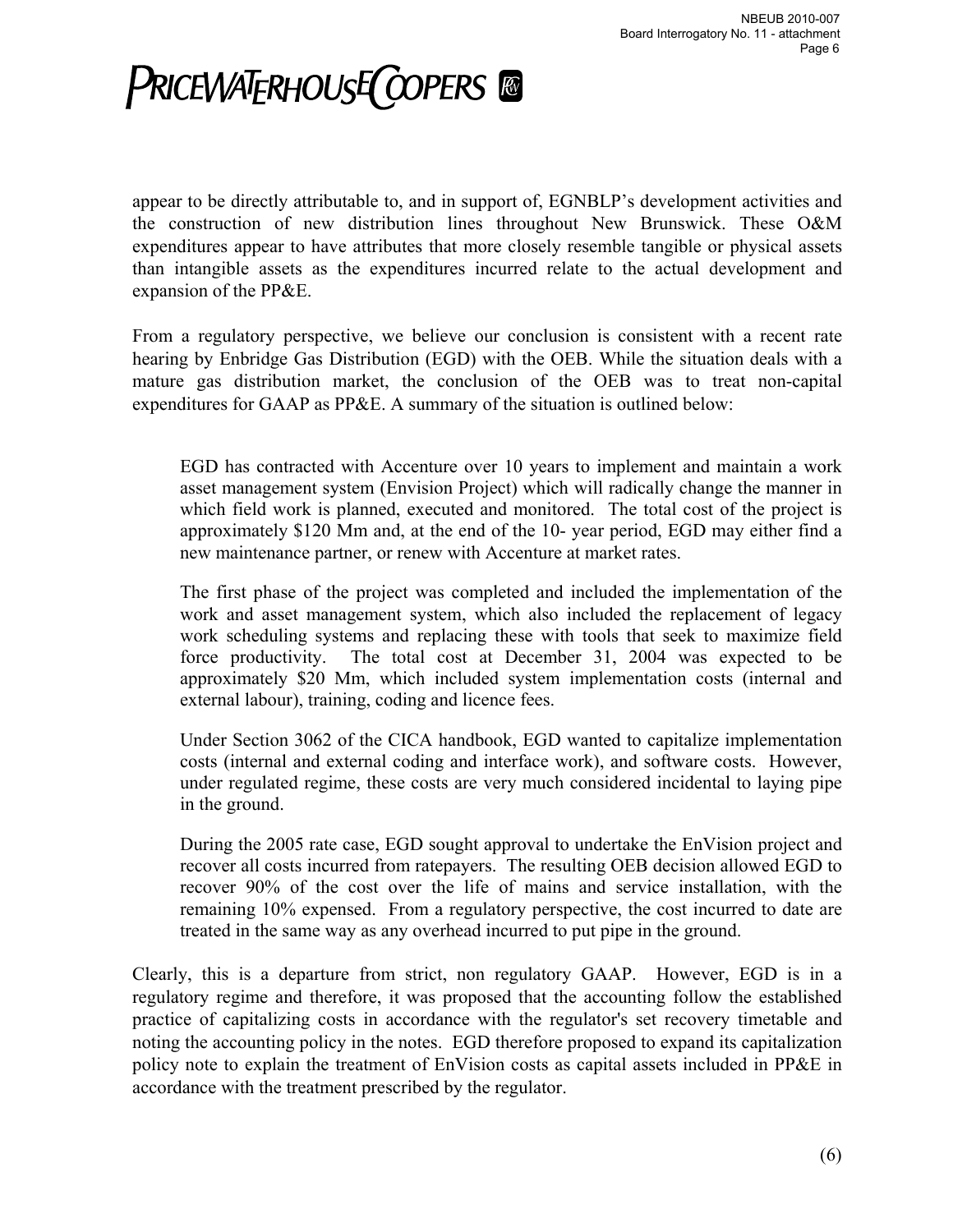appear to be directly attributable to, and in support of, EGNBLP's development activities and the construction of new distribution lines throughout New Brunswick. These O&M expenditures appear to have attributes that more closely resemble tangible or physical assets than intangible assets as the expenditures incurred relate to the actual development and expansion of the PP&E.

From a regulatory perspective, we believe our conclusion is consistent with a recent rate hearing by Enbridge Gas Distribution (EGD) with the OEB. While the situation deals with a mature gas distribution market, the conclusion of the OEB was to treat non-capital expenditures for GAAP as PP&E. A summary of the situation is outlined below:

> EGD has contracted with Accenture over 10 years to implement and maintain a work asset management system (Envision Project) which will radically change the manner in which field work is planned, executed and monitored. The total cost of the project is approximately $120 Mm and, at the end of the 10- year period, EGD may either find a new maintenance partner, or renew with Accenture at market rates.
>
> The first phase of the project was completed and included the implementation of the work and asset management system, which also included the replacement of legacy work scheduling systems and replacing these with tools that seek to maximize field force productivity. The total cost at December 31, 2004 was expected to be approximately $20 Mm, which included system implementation costs (internal and external labour), training, coding and licence fees.
>
> Under Section 3062 of the CICA handbook, EGD wanted to capitalize implementation costs (internal and external coding and interface work), and software costs. However, under regulated regime, these costs are very much considered incidental to laying pipe in the ground.
>
> During the 2005 rate case, EGD sought approval to undertake the EnVision project and recover all costs incurred from ratepayers. The resulting OEB decision allowed EGD to recover 90% of the cost over the life of mains and service installation, with the remaining 10% expensed. From a regulatory perspective, the cost incurred to date are treated in the same way as any overhead incurred to put pipe in the ground.

Clearly, this is a departure from strict, non regulatory GAAP. However, EGD is in a regulatory regime and therefore, it was proposed that the accounting follow the established practice of capitalizing costs in accordance with the regulator's set recovery timetable and noting the accounting policy in the notes. EGD therefore proposed to expand its capitalization policy note to explain the treatment of EnVision costs as capital assets included in PP&E in accordance with the treatment prescribed by the regulator.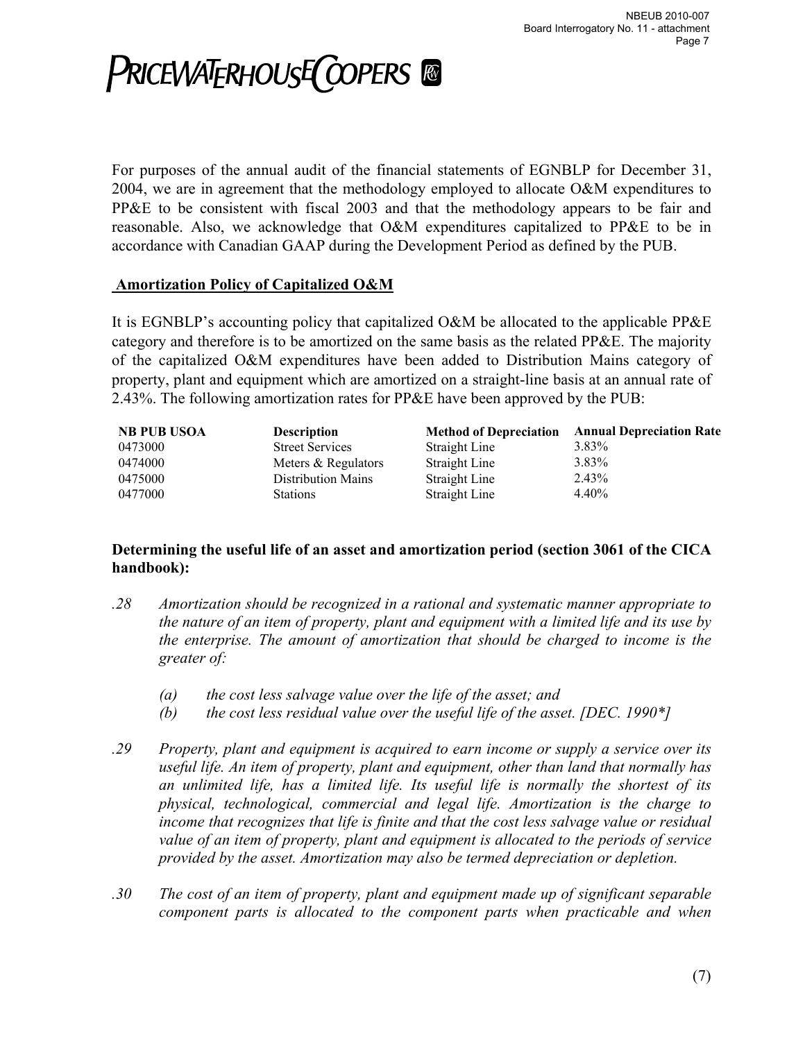For purposes of the annual audit of the financial statements of EGNBLP for December 31, 2004, we are in agreement that the methodology employed to allocate O&M expenditures to PP&E to be consistent with fiscal 2003 and that the methodology appears to be fair and reasonable. Also, we acknowledge that O&M expenditures capitalized to PP&E to be in accordance with Canadian GAAP during the Development Period as defined by the PUB.

## Amortization Policy of Capitalized O&M

It is EGNBLP's accounting policy that capitalized O&M be allocated to the applicable PP&E category and therefore is to be amortized on the same basis as the related PP&E. The majority of the capitalized O&M expenditures have been added to Distribution Mains category of property, plant and equipment which are amortized on a straight-line basis at an annual rate of 2.43%. The following amortization rates for PP&E have been approved by the PUB:

| NB PUB USOA | Description | Method of Depreciation | Annual Depreciation Rate |
|---|---|---|---|
| 0473000 | Street Services | Straight Line | 3.83% |
| 0474000 | Meters & Regulators | Straight Line | 3.83% |
| 0475000 | Distribution Mains | Straight Line | 2.43% |
| 0477000 | Stations | Straight Line | 4.40% |

**Determining the useful life of an asset and amortization period (section 3061 of the CICA handbook):**

*.28 Amortization should be recognized in a rational and systematic manner appropriate to the nature of an item of property, plant and equipment with a limited life and its use by the enterprise. The amount of amortization that should be charged to income is the greater of:*

*(a) the cost less salvage value over the life of the asset; and*

*(b) the cost less residual value over the useful life of the asset. [DEC. 1990*]*

*.29 Property, plant and equipment is acquired to earn income or supply a service over its useful life. An item of property, plant and equipment, other than land that normally has an unlimited life, has a limited life. Its useful life is normally the shortest of its physical, technological, commercial and legal life. Amortization is the charge to income that recognizes that life is finite and that the cost less salvage value or residual value of an item of property, plant and equipment is allocated to the periods of service provided by the asset. Amortization may also be termed depreciation or depletion.*

*.30 The cost of an item of property, plant and equipment made up of significant separable component parts is allocated to the component parts when practicable and when*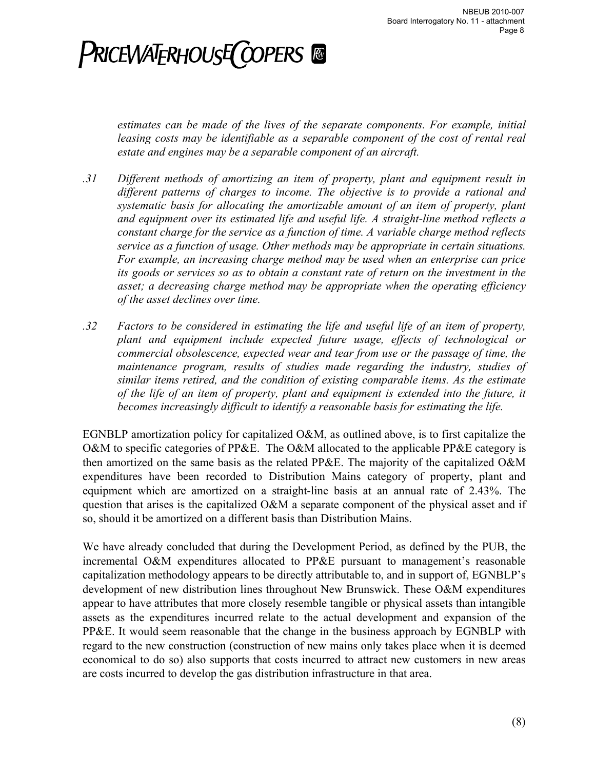*estimates can be made of the lives of the separate components. For example, initial leasing costs may be identifiable as a separable component of the cost of rental real estate and engines may be a separable component of an aircraft.*

*.31 Different methods of amortizing an item of property, plant and equipment result in different patterns of charges to income. The objective is to provide a rational and systematic basis for allocating the amortizable amount of an item of property, plant and equipment over its estimated life and useful life. A straight-line method reflects a constant charge for the service as a function of time. A variable charge method reflects service as a function of usage. Other methods may be appropriate in certain situations. For example, an increasing charge method may be used when an enterprise can price its goods or services so as to obtain a constant rate of return on the investment in the asset; a decreasing charge method may be appropriate when the operating efficiency of the asset declines over time.*

*.32 Factors to be considered in estimating the life and useful life of an item of property, plant and equipment include expected future usage, effects of technological or commercial obsolescence, expected wear and tear from use or the passage of time, the maintenance program, results of studies made regarding the industry, studies of similar items retired, and the condition of existing comparable items. As the estimate of the life of an item of property, plant and equipment is extended into the future, it becomes increasingly difficult to identify a reasonable basis for estimating the life.*

EGNBLP amortization policy for capitalized O&M, as outlined above, is to first capitalize the O&M to specific categories of PP&E. The O&M allocated to the applicable PP&E category is then amortized on the same basis as the related PP&E. The majority of the capitalized O&M expenditures have been recorded to Distribution Mains category of property, plant and equipment which are amortized on a straight-line basis at an annual rate of 2.43%. The question that arises is the capitalized O&M a separate component of the physical asset and if so, should it be amortized on a different basis than Distribution Mains.

We have already concluded that during the Development Period, as defined by the PUB, the incremental O&M expenditures allocated to PP&E pursuant to management's reasonable capitalization methodology appears to be directly attributable to, and in support of, EGNBLP's development of new distribution lines throughout New Brunswick. These O&M expenditures appear to have attributes that more closely resemble tangible or physical assets than intangible assets as the expenditures incurred relate to the actual development and expansion of the PP&E. It would seem reasonable that the change in the business approach by EGNBLP with regard to the new construction (construction of new mains only takes place when it is deemed economical to do so) also supports that costs incurred to attract new customers in new areas are costs incurred to develop the gas distribution infrastructure in that area.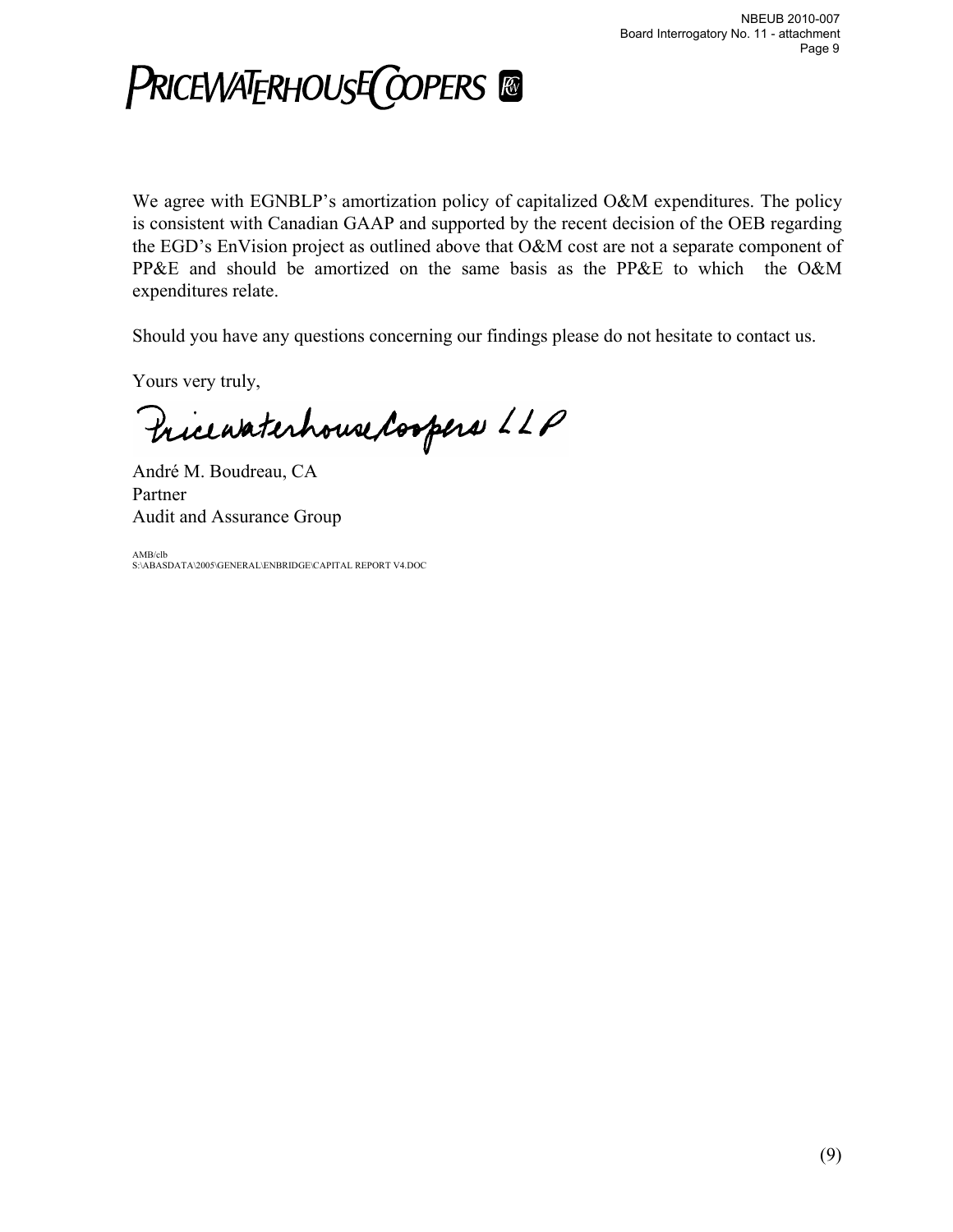We agree with EGNBLP's amortization policy of capitalized O&M expenditures. The policy is consistent with Canadian GAAP and supported by the recent decision of the OEB regarding the EGD's EnVision project as outlined above that O&M cost are not a separate component of PP&E and should be amortized on the same basis as the PP&E to which the O&M expenditures relate.

Should you have any questions concerning our findings please do not hesitate to contact us.

Yours very truly,

PricewaterhouseCoopers LLP

André M. Boudreau, CA
Partner
Audit and Assurance Group

AMB/clb
S:\ABASDATA\2005\GENERAL\ENBRIDGE\CAPITAL REPORT V4.DOC